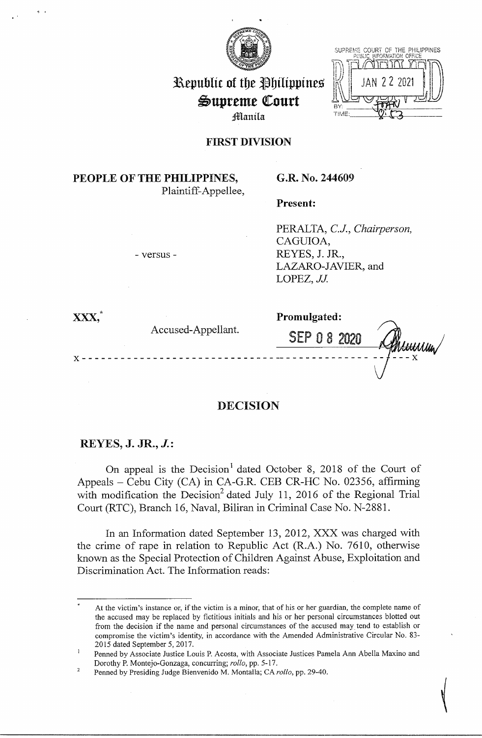# Republic of the Philippines
# Supreme Court
Manila

SUPREME COURT OF THE PHILIPPINES
PUBLIC INFORMATION OFFICE
RECEIVED
JAN 22 2021
BY: ________
TIME: ________

## FIRST DIVISION

**PEOPLE OF THE PHILIPPINES,**
Plaintiff-Appellee,

- versus -

**XXX,**[*]
Accused-Appellant.

**G.R. No. 244609**

**Present:**

PERALTA, *C.J., Chairperson,*
CAGUIOA,
REYES, J. JR.,
LAZARO-JAVIER, and
LOPEZ, *JJ.*

**Promulgated:**

SEP 08 2020

x - - - - - - - - - - - - - - - - - - - - - - - - - - - - - - - - - - - - - - - - - - - - - - x

## DECISION

**REYES, J. JR., *J.*:**

On appeal is the Decision[1] dated October 8, 2018 of the Court of Appeals – Cebu City (CA) in CA-G.R. CEB CR-HC No. 02356, affirming with modification the Decision[2] dated July 11, 2016 of the Regional Trial Court (RTC), Branch 16, Naval, Biliran in Criminal Case No. N-2881.

In an Information dated September 13, 2012, XXX was charged with the crime of rape in relation to Republic Act (R.A.) No. 7610, otherwise known as the Special Protection of Children Against Abuse, Exploitation and Discrimination Act. The Information reads:

---

[*] At the victim's instance or, if the victim is a minor, that of his or her guardian, the complete name of the accused may be replaced by fictitious initials and his or her personal circumstances blotted out from the decision if the name and personal circumstances of the accused may tend to establish or compromise the victim's identity, in accordance with the Amended Administrative Circular No. 83-2015 dated September 5, 2017.

[1] Penned by Associate Justice Louis P. Acosta, with Associate Justices Pamela Ann Abella Maxino and Dorothy P. Montejo-Gonzaga, concurring; *rollo*, pp. 5-17.

[2] Penned by Presiding Judge Bienvenido M. Montalla; CA *rollo*, pp. 29-40.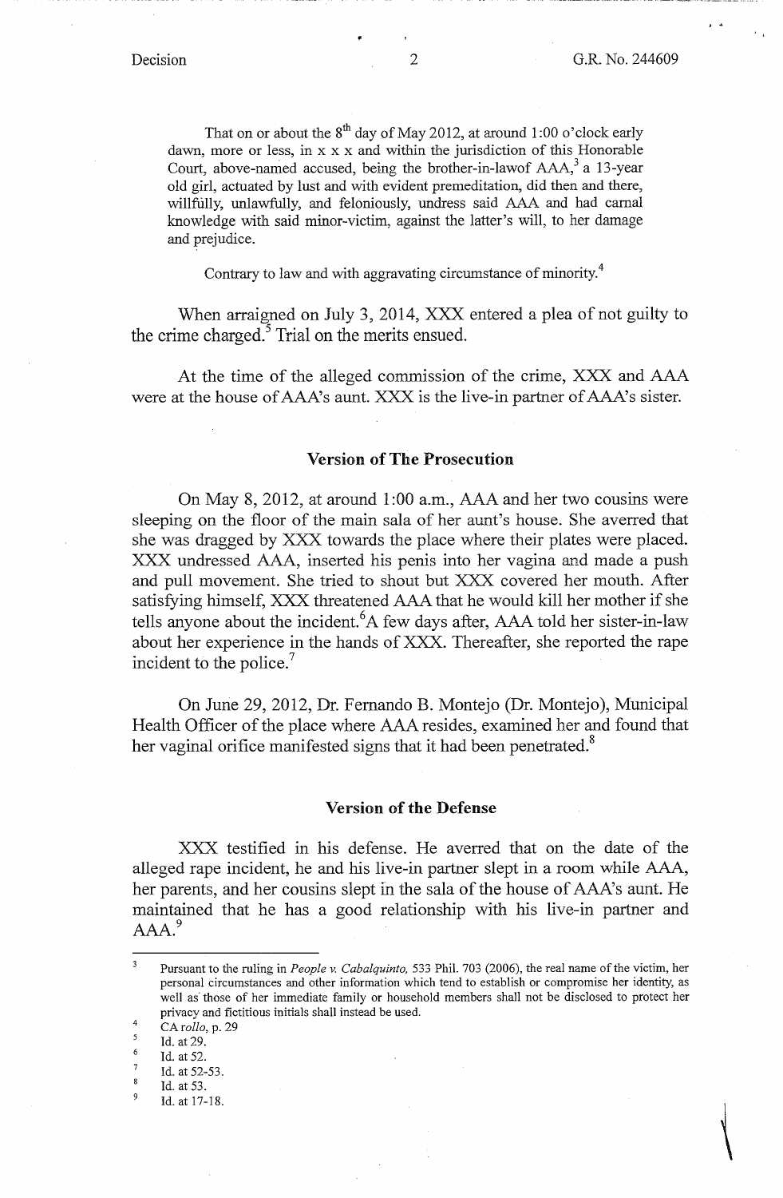That on or about the 8th day of May 2012, at around 1:00 o'clock early dawn, more or less, in x x x and within the jurisdiction of this Honorable Court, above-named accused, being the brother-in-lawof AAA,[3] a 13-year old girl, actuated by lust and with evident premeditation, did then and there, willfully, unlawfully, and feloniously, undress said AAA and had carnal knowledge with said minor-victim, against the latter's will, to her damage and prejudice.

Contrary to law and with aggravating circumstance of minority.[4]

When arraigned on July 3, 2014, XXX entered a plea of not guilty to the crime charged.[5] Trial on the merits ensued.

At the time of the alleged commission of the crime, XXX and AAA were at the house of AAA's aunt. XXX is the live-in partner of AAA's sister.

## Version of The Prosecution

On May 8, 2012, at around 1:00 a.m., AAA and her two cousins were sleeping on the floor of the main sala of her aunt's house. She averred that she was dragged by XXX towards the place where their plates were placed. XXX undressed AAA, inserted his penis into her vagina and made a push and pull movement. She tried to shout but XXX covered her mouth. After satisfying himself, XXX threatened AAA that he would kill her mother if she tells anyone about the incident.[6] A few days after, AAA told her sister-in-law about her experience in the hands of XXX. Thereafter, she reported the rape incident to the police.[7]

On June 29, 2012, Dr. Fernando B. Montejo (Dr. Montejo), Municipal Health Officer of the place where AAA resides, examined her and found that her vaginal orifice manifested signs that it had been penetrated.[8]

## Version of the Defense

XXX testified in his defense. He averred that on the date of the alleged rape incident, he and his live-in partner slept in a room while AAA, her parents, and her cousins slept in the sala of the house of AAA's aunt. He maintained that he has a good relationship with his live-in partner and AAA.[9]

---

[3] Pursuant to the ruling in *People v. Cabalquinto,* 533 Phil. 703 (2006), the real name of the victim, her personal circumstances and other information which tend to establish or compromise her identity, as well as those of her immediate family or household members shall not be disclosed to protect her privacy and fictitious initials shall instead be used.

[4] CA *rollo*, p. 29

[5] Id. at 29.

[6] Id. at 52.

[7] Id. at 52-53.

[8] Id. at 53.

[9] Id. at 17-18.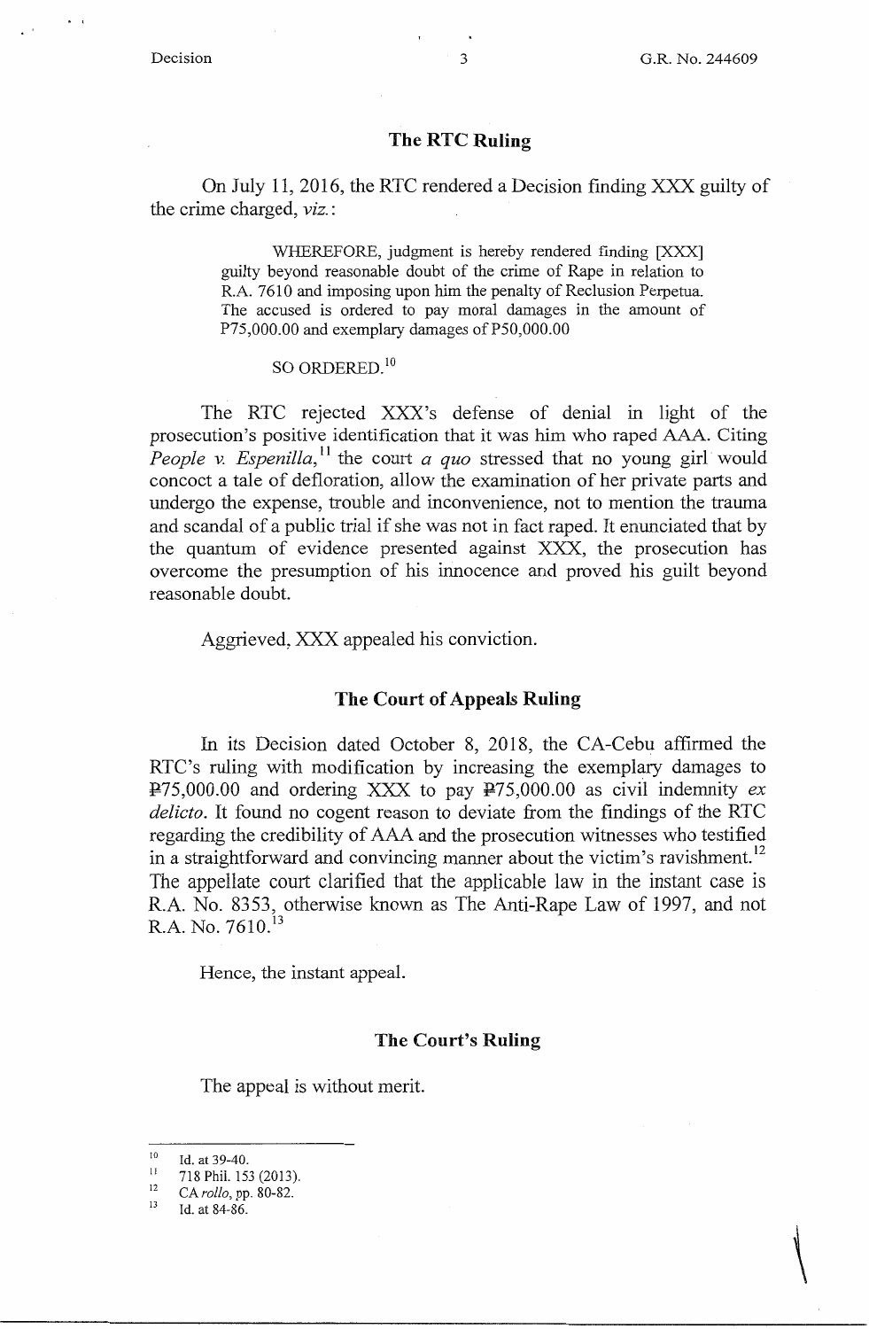## The RTC Ruling

On July 11, 2016, the RTC rendered a Decision finding XXX guilty of the crime charged, *viz.*:

> WHEREFORE, judgment is hereby rendered finding [XXX] guilty beyond reasonable doubt of the crime of Rape in relation to R.A. 7610 and imposing upon him the penalty of Reclusion Perpetua. The accused is ordered to pay moral damages in the amount of P75,000.00 and exemplary damages of P50,000.00
>
> SO ORDERED.[10]

The RTC rejected XXX's defense of denial in light of the prosecution's positive identification that it was him who raped AAA. Citing *People v. Espenilla*,[11] the court *a quo* stressed that no young girl would concoct a tale of defloration, allow the examination of her private parts and undergo the expense, trouble and inconvenience, not to mention the trauma and scandal of a public trial if she was not in fact raped. It enunciated that by the quantum of evidence presented against XXX, the prosecution has overcome the presumption of his innocence and proved his guilt beyond reasonable doubt.

Aggrieved, XXX appealed his conviction.

## The Court of Appeals Ruling

In its Decision dated October 8, 2018, the CA-Cebu affirmed the RTC's ruling with modification by increasing the exemplary damages to ₱75,000.00 and ordering XXX to pay ₱75,000.00 as civil indemnity *ex delicto*. It found no cogent reason to deviate from the findings of the RTC regarding the credibility of AAA and the prosecution witnesses who testified in a straightforward and convincing manner about the victim's ravishment.[12] The appellate court clarified that the applicable law in the instant case is R.A. No. 8353, otherwise known as The Anti-Rape Law of 1997, and not R.A. No. 7610.[13]

Hence, the instant appeal.

## The Court's Ruling

The appeal is without merit.

---

[10] Id. at 39-40.

[11] 718 Phil. 153 (2013).

[12] CA *rollo*, pp. 80-82.

[13] Id. at 84-86.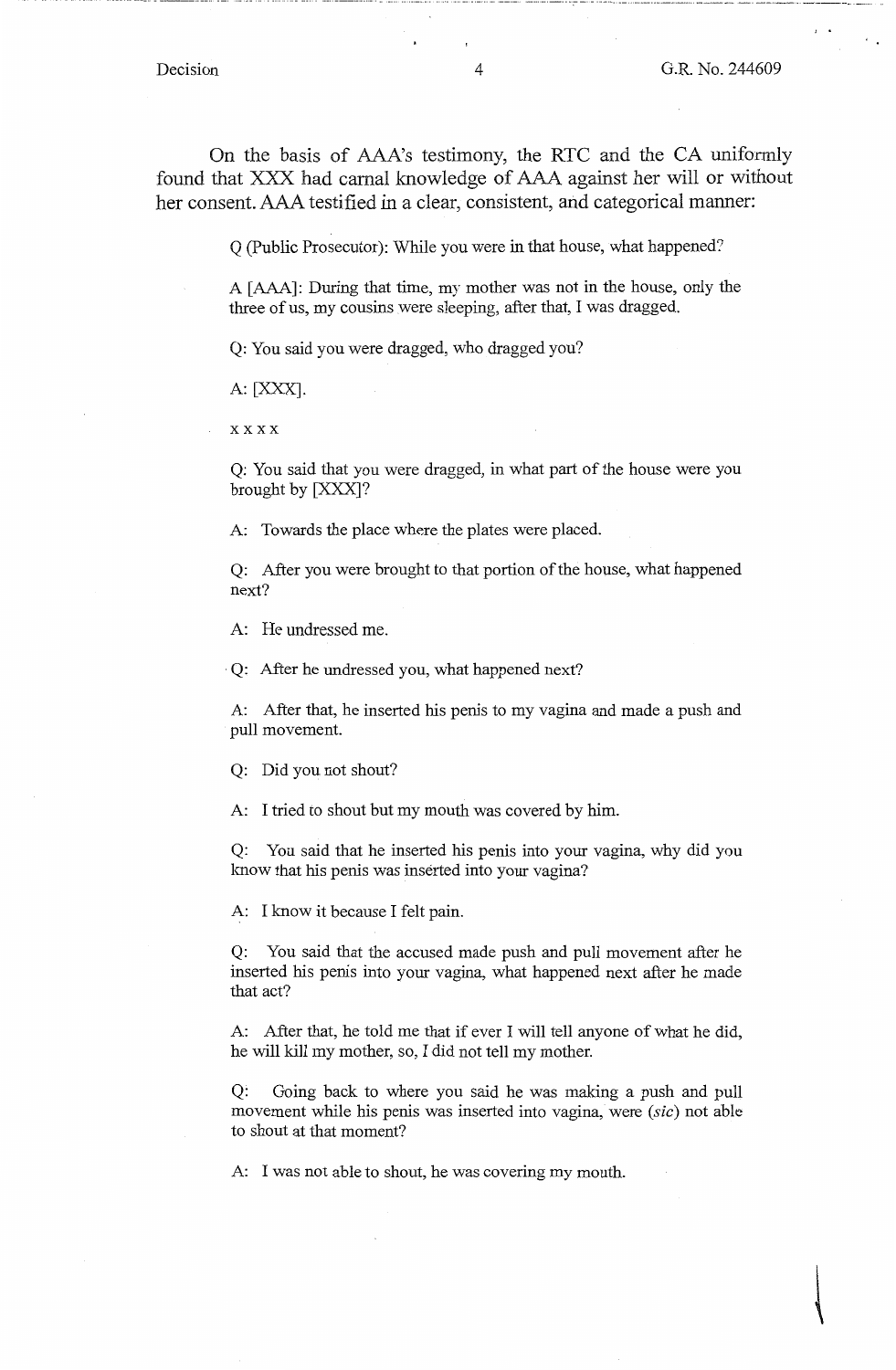On the basis of AAA's testimony, the RTC and the CA uniformly found that XXX had carnal knowledge of AAA against her will or without her consent. AAA testified in a clear, consistent, and categorical manner:

> Q (Public Prosecutor): While you were in that house, what happened?
>
> A [AAA]: During that time, my mother was not in the house, only the three of us, my cousins were sleeping, after that, I was dragged.
>
> Q: You said you were dragged, who dragged you?
>
> A: [XXX].
>
> x x x x
>
> Q: You said that you were dragged, in what part of the house were you brought by [XXX]?
>
> A: Towards the place where the plates were placed.
>
> Q: After you were brought to that portion of the house, what happened next?
>
> A: He undressed me.
>
> Q: After he undressed you, what happened next?
>
> A: After that, he inserted his penis to my vagina and made a push and pull movement.
>
> Q: Did you not shout?
>
> A: I tried to shout but my mouth was covered by him.
>
> Q: You said that he inserted his penis into your vagina, why did you know that his penis was inserted into your vagina?
>
> A: I know it because I felt pain.
>
> Q: You said that the accused made push and pull movement after he inserted his penis into your vagina, what happened next after he made that act?
>
> A: After that, he told me that if ever I will tell anyone of what he did, he will kill my mother, so, I did not tell my mother.
>
> Q: Going back to where you said he was making a push and pull movement while his penis was inserted into vagina, were (*sic*) not able to shout at that moment?
>
> A: I was not able to shout, he was covering my mouth.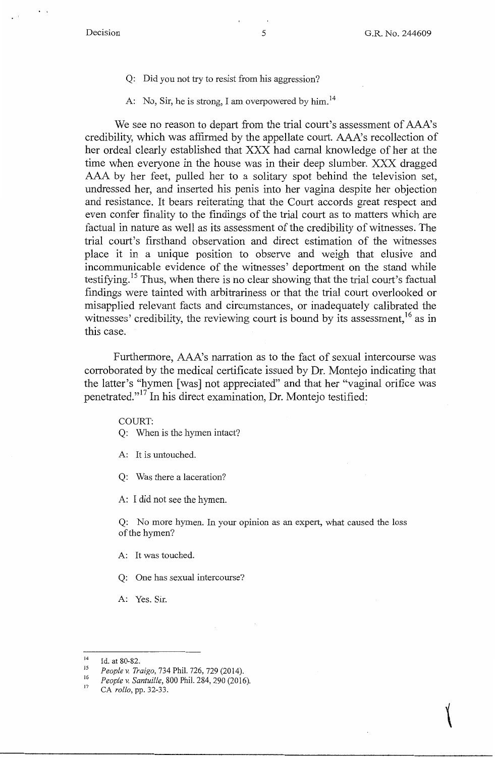Q: Did you not try to resist from his aggression?

A: No, Sir, he is strong, I am overpowered by him.[14]

We see no reason to depart from the trial court's assessment of AAA's credibility, which was affirmed by the appellate court. AAA's recollection of her ordeal clearly established that XXX had carnal knowledge of her at the time when everyone in the house was in their deep slumber. XXX dragged AAA by her feet, pulled her to a solitary spot behind the television set, undressed her, and inserted his penis into her vagina despite her objection and resistance. It bears reiterating that the Court accords great respect and even confer finality to the findings of the trial court as to matters which are factual in nature as well as its assessment of the credibility of witnesses. The trial court's firsthand observation and direct estimation of the witnesses place it in a unique position to observe and weigh that elusive and incommunicable evidence of the witnesses' deportment on the stand while testifying.[15] Thus, when there is no clear showing that the trial court's factual findings were tainted with arbitrariness or that the trial court overlooked or misapplied relevant facts and circumstances, or inadequately calibrated the witnesses' credibility, the reviewing court is bound by its assessment,[16] as in this case.

Furthermore, AAA's narration as to the fact of sexual intercourse was corroborated by the medical certificate issued by Dr. Montejo indicating that the latter's "hymen [was] not appreciated" and that her "vaginal orifice was penetrated."[17] In his direct examination, Dr. Montejo testified:

COURT:

Q: When is the hymen intact?

A: It is untouched.

Q: Was there a laceration?

A: I did not see the hymen.

Q: No more hymen. In your opinion as an expert, what caused the loss of the hymen?

A: It was touched.

Q: One has sexual intercourse?

A: Yes. Sir.

---

[14] Id. at 80-82.

[15] *People v. Traigo*, 734 Phil. 726, 729 (2014).

[16] *People v. Santuille*, 800 Phil. 284, 290 (2016).

[17] CA *rollo*, pp. 32-33.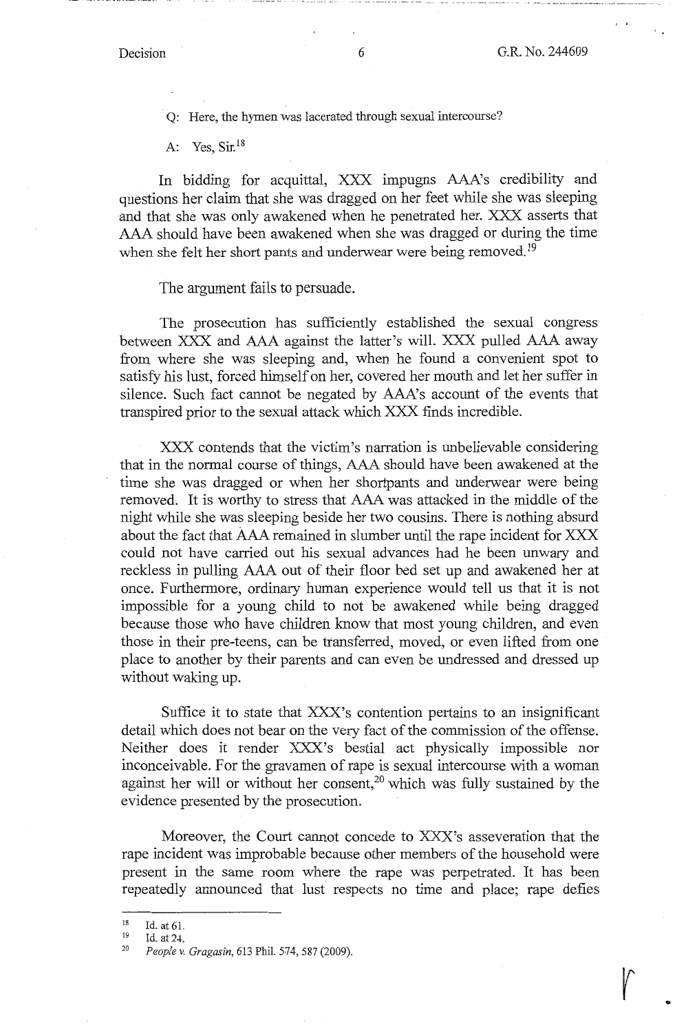Q: Here, the hymen was lacerated through sexual intercourse?

A: Yes, Sir.[18]

In bidding for acquittal, XXX impugns AAA's credibility and questions her claim that she was dragged on her feet while she was sleeping and that she was only awakened when he penetrated her. XXX asserts that AAA should have been awakened when she was dragged or during the time when she felt her short pants and underwear were being removed.[19]

The argument fails to persuade.

The prosecution has sufficiently established the sexual congress between XXX and AAA against the latter's will. XXX pulled AAA away from where she was sleeping and, when he found a convenient spot to satisfy his lust, forced himself on her, covered her mouth and let her suffer in silence. Such fact cannot be negated by AAA's account of the events that transpired prior to the sexual attack which XXX finds incredible.

XXX contends that the victim's narration is unbelievable considering that in the normal course of things, AAA should have been awakened at the time she was dragged or when her shortpants and underwear were being removed. It is worthy to stress that AAA was attacked in the middle of the night while she was sleeping beside her two cousins. There is nothing absurd about the fact that AAA remained in slumber until the rape incident for XXX could not have carried out his sexual advances had he been unwary and reckless in pulling AAA out of their floor bed set up and awakened her at once. Furthermore, ordinary human experience would tell us that it is not impossible for a young child to not be awakened while being dragged because those who have children know that most young children, and even those in their pre-teens, can be transferred, moved, or even lifted from one place to another by their parents and can even be undressed and dressed up without waking up.

Suffice it to state that XXX's contention pertains to an insignificant detail which does not bear on the very fact of the commission of the offense. Neither does it render XXX's bestial act physically impossible nor inconceivable. For the gravamen of rape is sexual intercourse with a woman against her will or without her consent,[20] which was fully sustained by the evidence presented by the prosecution.

Moreover, the Court cannot concede to XXX's asseveration that the rape incident was improbable because other members of the household were present in the same room where the rape was perpetrated. It has been repeatedly announced that lust respects no time and place; rape defies

---

[18] Id. at 61.

[19] Id. at 24.

[20] *People v. Gragasin*, 613 Phil. 574, 587 (2009).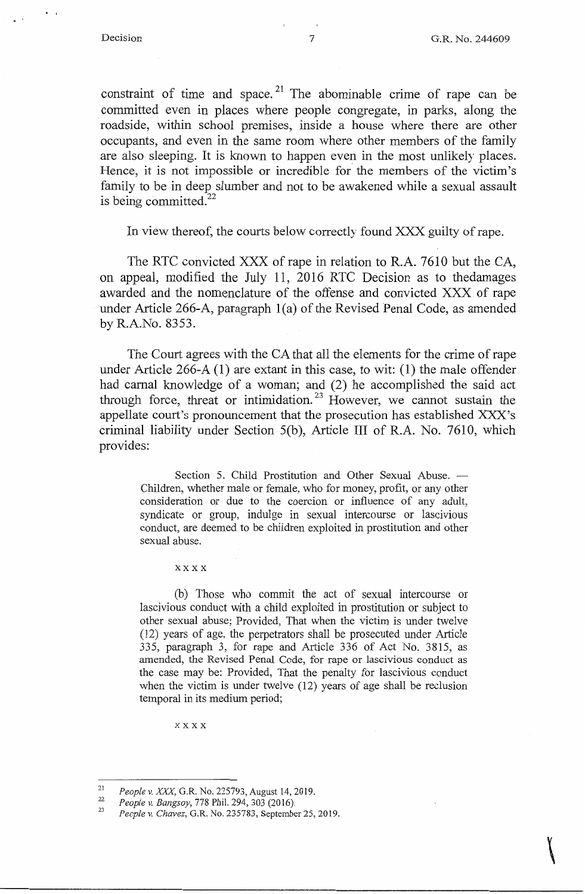constraint of time and space.[21] The abominable crime of rape can be committed even in places where people congregate, in parks, along the roadside, within school premises, inside a house where there are other occupants, and even in the same room where other members of the family are also sleeping. It is known to happen even in the most unlikely places. Hence, it is not impossible or incredible for the members of the victim's family to be in deep slumber and not to be awakened while a sexual assault is being committed.[22]

In view thereof, the courts below correctly found XXX guilty of rape.

The RTC convicted XXX of rape in relation to R.A. 7610 but the CA, on appeal, modified the July 11, 2016 RTC Decision as to thedamages awarded and the nomenclature of the offense and convicted XXX of rape under Article 266-A, paragraph 1(a) of the Revised Penal Code, as amended by R.A.No. 8353.

The Court agrees with the CA that all the elements for the crime of rape under Article 266-A (1) are extant in this case, to wit: (1) the male offender had carnal knowledge of a woman; and (2) he accomplished the said act through force, threat or intimidation.[23] However, we cannot sustain the appellate court's pronouncement that the prosecution has established XXX's criminal liability under Section 5(b), Article III of R.A. No. 7610, which provides:

> Section 5. Child Prostitution and Other Sexual Abuse. — Children, whether male or female, who for money, profit, or any other consideration or due to the coercion or influence of any adult, syndicate or group, indulge in sexual intercourse or lascivious conduct, are deemed to be children exploited in prostitution and other sexual abuse.
>
> x x x x
>
> (b) Those who commit the act of sexual intercourse or lascivious conduct with a child exploited in prostitution or subject to other sexual abuse; Provided, That when the victim is under twelve (12) years of age, the perpetrators shall be prosecuted under Article 335, paragraph 3, for rape and Article 336 of Act No. 3815, as amended, the Revised Penal Code, for rape or lascivious conduct as the case may be: Provided, That the penalty for lascivious conduct when the victim is under twelve (12) years of age shall be reclusion temporal in its medium period;
>
> x x x x

---

[21] *People v. XXX*, G.R. No. 225793, August 14, 2019.

[22] *People v. Bangsoy*, 778 Phil. 294, 303 (2016).

[23] *People v. Chavez*, G.R. No. 235783, September 25, 2019.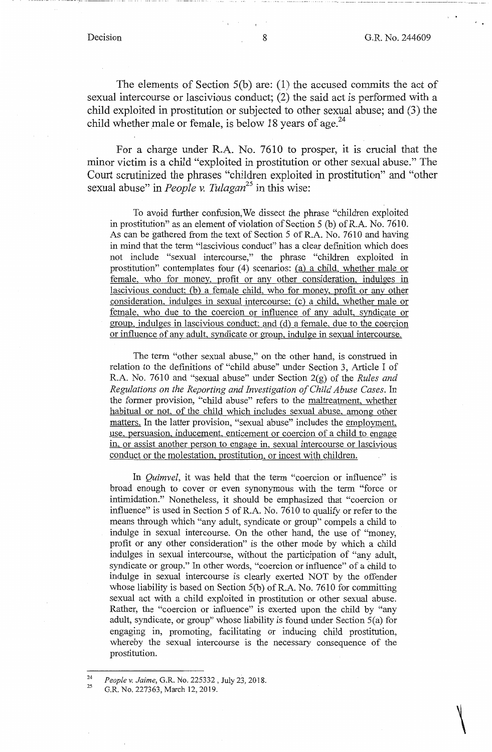The elements of Section 5(b) are: (1) the accused commits the act of sexual intercourse or lascivious conduct; (2) the said act is performed with a child exploited in prostitution or subjected to other sexual abuse; and (3) the child whether male or female, is below 18 years of age.[24]

For a charge under R.A. No. 7610 to prosper, it is crucial that the minor victim is a child "exploited in prostitution or other sexual abuse." The Court scrutinized the phrases "children exploited in prostitution" and "other sexual abuse" in *People v. Tulagan*[25] in this wise:

> To avoid further confusion,We dissect the phrase "children exploited in prostitution" as an element of violation of Section 5 (b) of R.A. No. 7610. As can be gathered from the text of Section 5 of R.A. No. 7610 and having in mind that the term "lascivious conduct" has a clear definition which does not include "sexual intercourse," the phrase "children exploited in prostitution" contemplates four (4) scenarios: <u>(a) a child, whether male or female, who for money, profit or any other consideration, indulges in lascivious conduct; (b) a female child, who for money, profit or any other consideration, indulges in sexual intercourse; (c) a child, whether male or female, who due to the coercion or influence of any adult, syndicate or group, indulges in lascivious conduct; and (d) a female, due to the coercion or influence of any adult, syndicate or group, indulge in sexual intercourse.</u>
>
> The term "other sexual abuse," on the other hand, is construed in relation to the definitions of "child abuse" under Section 3, Article I of R.A. No. 7610 and "sexual abuse" under Section 2(g) of the *Rules and Regulations on the Reporting and Investigation of Child Abuse Cases*. In the former provision, "child abuse" refers to the <u>maltreatment, whether habitual or not, of the child which includes sexual abuse, among other matters.</u> In the latter provision, "sexual abuse" includes the <u>employment, use, persuasion, inducement, enticement or coercion of a child to engage in, or assist another person to engage in, sexual intercourse or lascivious conduct or the molestation, prostitution, or incest with children.</u>
>
> In *Quimvel*, it was held that the term "coercion or influence" is broad enough to cover or even synonymous with the term "force or intimidation." Nonetheless, it should be emphasized that "coercion or influence" is used in Section 5 of R.A. No. 7610 to qualify or refer to the means through which "any adult, syndicate or group" compels a child to indulge in sexual intercourse. On the other hand, the use of "money, profit or any other consideration" is the other mode by which a child indulges in sexual intercourse, without the participation of "any adult, syndicate or group." In other words, "coercion or influence" of a child to indulge in sexual intercourse is clearly exerted NOT by the offender whose liability is based on Section 5(b) of R.A. No. 7610 for committing sexual act with a child exploited in prostitution or other sexual abuse. Rather, the "coercion or influence" is exerted upon the child by "any adult, syndicate, or group" whose liability is found under Section 5(a) for engaging in, promoting, facilitating or inducing child prostitution, whereby the sexual intercourse is the necessary consequence of the prostitution.

---

[24] *People v. Jaime*, G.R. No. 225332 , July 23, 2018.

[25] G.R. No. 227363, March 12, 2019.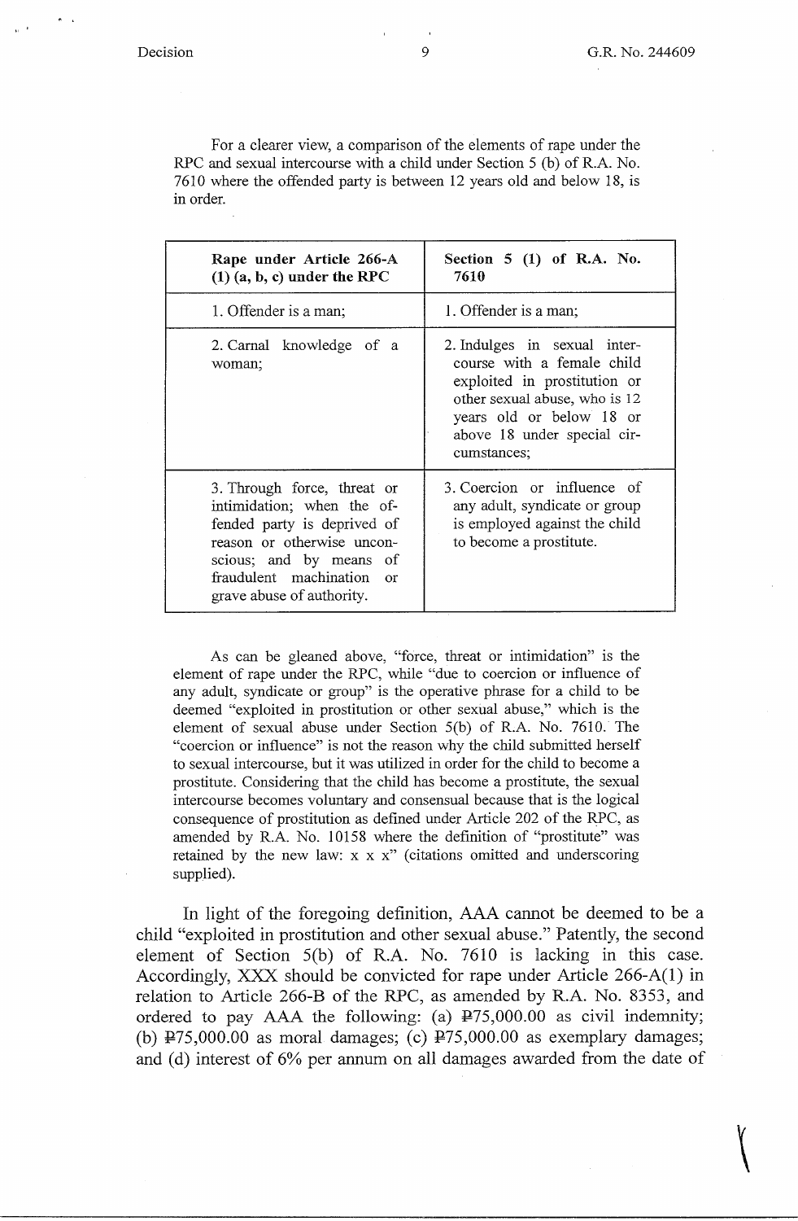For a clearer view, a comparison of the elements of rape under the RPC and sexual intercourse with a child under Section 5 (b) of R.A. No. 7610 where the offended party is between 12 years old and below 18, is in order.

| **Rape under Article 266-A (1) (a, b, c) under the RPC** | **Section 5 (1) of R.A. No. 7610** |
|---|---|
| 1. Offender is a man; | 1. Offender is a man; |
| 2. Carnal knowledge of a woman; | 2. Indulges in sexual intercourse with a female child exploited in prostitution or other sexual abuse, who is 12 years old or below 18 or above 18 under special circumstances; |
| 3. Through force, threat or intimidation; when the offended party is deprived of reason or otherwise unconscious; and by means of fraudulent machination or grave abuse of authority. | 3. Coercion or influence of any adult, syndicate or group is employed against the child to become a prostitute. |

As can be gleaned above, "force, threat or intimidation" is the element of rape under the RPC, while "due to coercion or influence of any adult, syndicate or group" is the operative phrase for a child to be deemed "exploited in prostitution or other sexual abuse," which is the element of sexual abuse under Section 5(b) of R.A. No. 7610. The "coercion or influence" is not the reason why the child submitted herself to sexual intercourse, but it was utilized in order for the child to become a prostitute. Considering that the child has become a prostitute, the sexual intercourse becomes voluntary and consensual because that is the logical consequence of prostitution as defined under Article 202 of the RPC, as amended by R.A. No. 10158 where the definition of "prostitute" was retained by the new law: x x x" (citations omitted and underscoring supplied).

In light of the foregoing definition, AAA cannot be deemed to be a child "exploited in prostitution and other sexual abuse." Patently, the second element of Section 5(b) of R.A. No. 7610 is lacking in this case. Accordingly, XXX should be convicted for rape under Article 266-A(1) in relation to Article 266-B of the RPC, as amended by R.A. No. 8353, and ordered to pay AAA the following: (a) ₱75,000.00 as civil indemnity; (b) ₱75,000.00 as moral damages; (c) ₱75,000.00 as exemplary damages; and (d) interest of 6% per annum on all damages awarded from the date of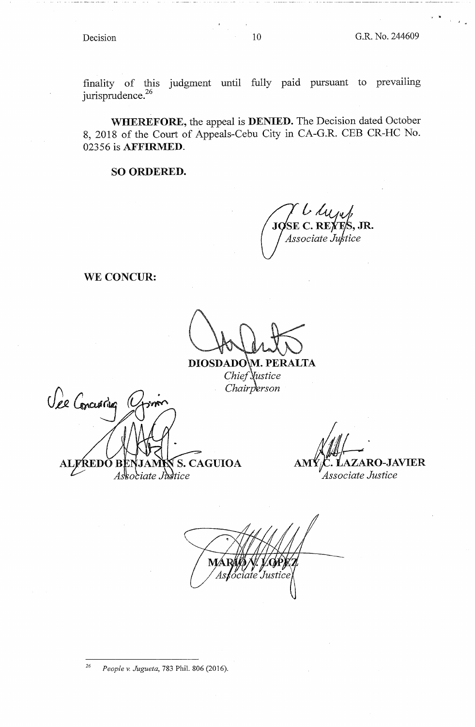finality of this judgment until fully paid pursuant to prevailing jurisprudence.[26]

**WHEREFORE,** the appeal is **DENIED.** The Decision dated October 8, 2018 of the Court of Appeals-Cebu City in CA-G.R. CEB CR-HC No. 02356 is **AFFIRMED**.

**SO ORDERED.**

**JOSE C. REYES, JR.**
*Associate Justice*

**WE CONCUR:**

**DIOSDADO M. PERALTA**
*Chief Justice*
*Chairperson*

See Concurring Opinion

**ALFREDO BENJAMIN S. CAGUIOA**
*Associate Justice*

**AMY C. LAZARO-JAVIER**
*Associate Justice*

**MARIO V. LOPEZ**
*Associate Justice*

---

[26] *People v. Jugueta*, 783 Phil. 806 (2016).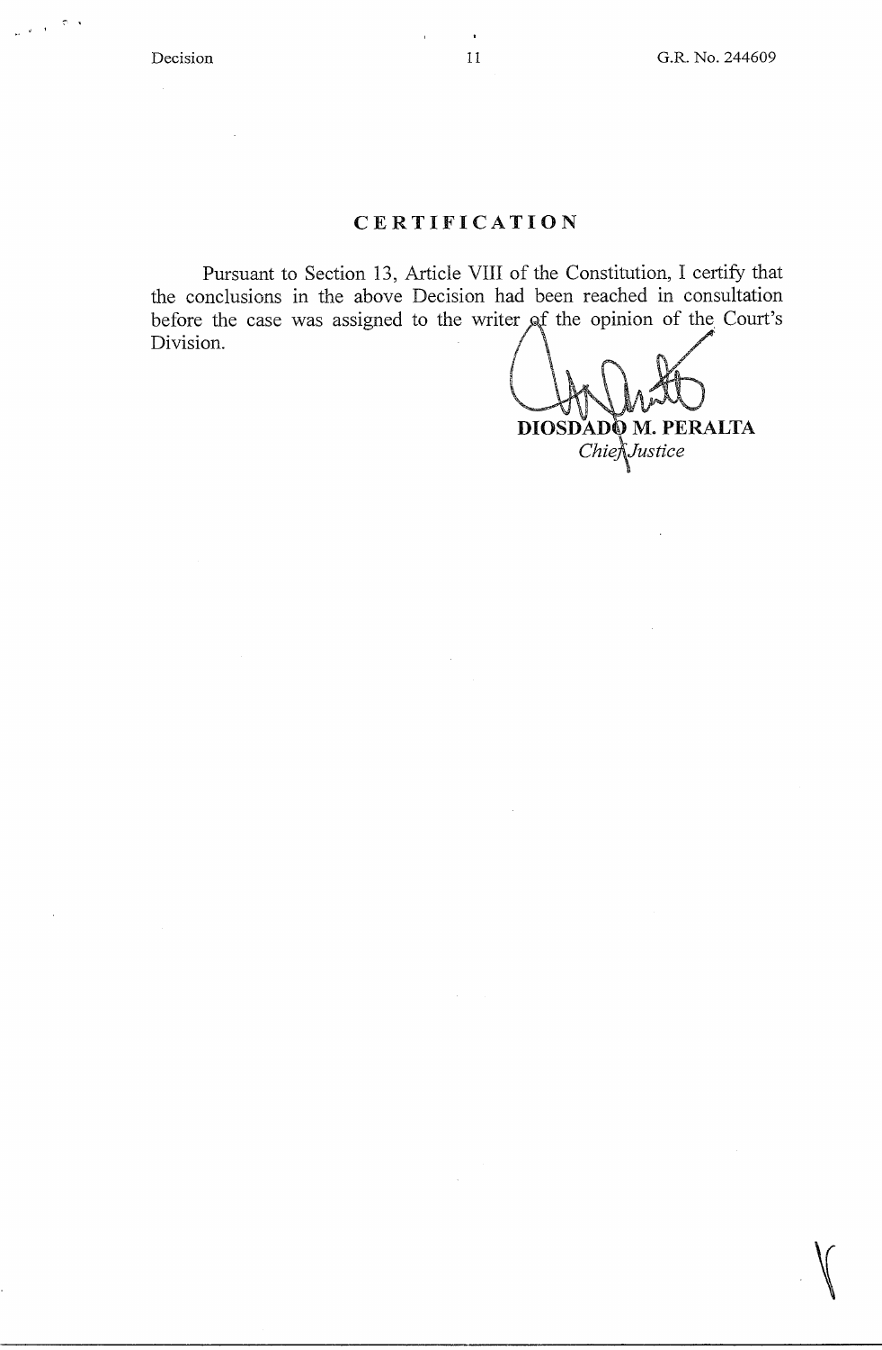## CERTIFICATION

Pursuant to Section 13, Article VIII of the Constitution, I certify that the conclusions in the above Decision had been reached in consultation before the case was assigned to the writer of the opinion of the Court's Division.

**DIOSDADO M. PERALTA**
*Chief Justice*